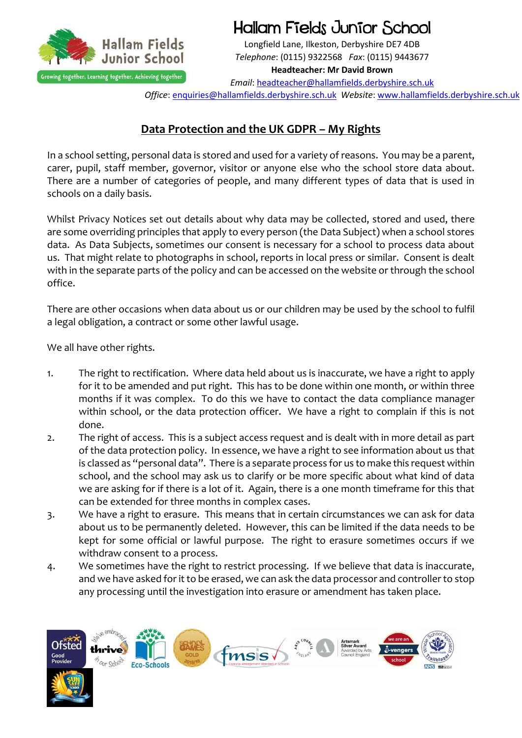# Hallam Fields Junior School

Longfield Lane, Ilkeston, Derbyshire DE7 4DB
*Telephone*: (0115) 9322568 *Fax*: (0115) 9443677
**Headteacher: Mr David Brown**
*Email*: headteacher@hallamfields.derbyshire.sch.uk
*Office*: enquiries@hallamfields.derbyshire.sch.uk *Website*: www.hallamfields.derbyshire.sch.uk

Growing together, Learning together, Achieving together

## Data Protection and the UK GDPR – My Rights

In a school setting, personal data is stored and used for a variety of reasons. You may be a parent, carer, pupil, staff member, governor, visitor or anyone else who the school store data about. There are a number of categories of people, and many different types of data that is used in schools on a daily basis.

Whilst Privacy Notices set out details about why data may be collected, stored and used, there are some overriding principles that apply to every person (the Data Subject) when a school stores data. As Data Subjects, sometimes our consent is necessary for a school to process data about us. That might relate to photographs in school, reports in local press or similar. Consent is dealt with in the separate parts of the policy and can be accessed on the website or through the school office.

There are other occasions when data about us or our children may be used by the school to fulfil a legal obligation, a contract or some other lawful usage.

We all have other rights.

1. The right to rectification. Where data held about us is inaccurate, we have a right to apply for it to be amended and put right. This has to be done within one month, or within three months if it was complex. To do this we have to contact the data compliance manager within school, or the data protection officer. We have a right to complain if this is not done.
2. The right of access. This is a subject access request and is dealt with in more detail as part of the data protection policy. In essence, we have a right to see information about us that is classed as "personal data". There is a separate process for us to make this request within school, and the school may ask us to clarify or be more specific about what kind of data we are asking for if there is a lot of it. Again, there is a one month timeframe for this that can be extended for three months in complex cases.
3. We have a right to erasure. This means that in certain circumstances we can ask for data about us to be permanently deleted. However, this can be limited if the data needs to be kept for some official or lawful purpose. The right to erasure sometimes occurs if we withdraw consent to a process.
4. We sometimes have the right to restrict processing. If we believe that data is inaccurate, and we have asked for it to be erased, we can ask the data processor and controller to stop any processing until the investigation into erasure or amendment has taken place.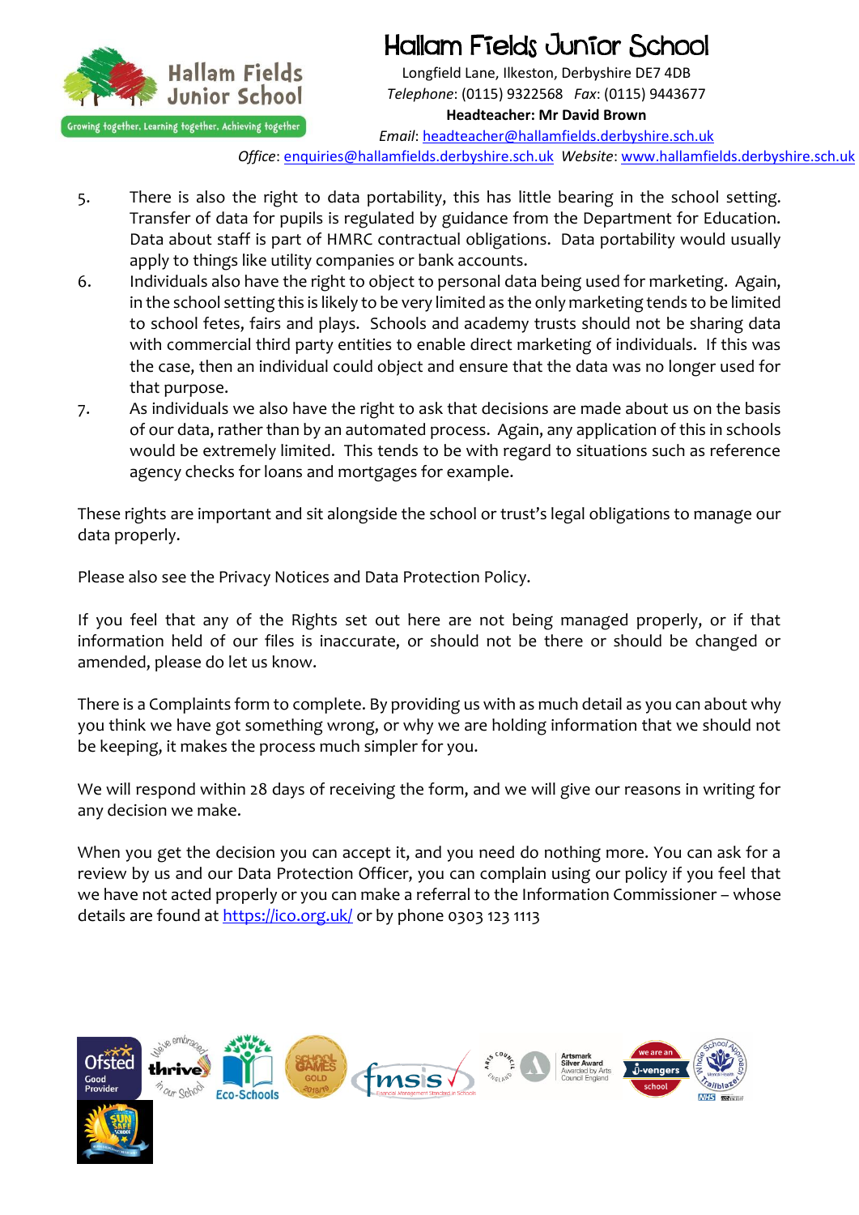5. There is also the right to data portability, this has little bearing in the school setting. Transfer of data for pupils is regulated by guidance from the Department for Education. Data about staff is part of HMRC contractual obligations. Data portability would usually apply to things like utility companies or bank accounts.
6. Individuals also have the right to object to personal data being used for marketing. Again, in the school setting this is likely to be very limited as the only marketing tends to be limited to school fetes, fairs and plays. Schools and academy trusts should not be sharing data with commercial third party entities to enable direct marketing of individuals. If this was the case, then an individual could object and ensure that the data was no longer used for that purpose.
7. As individuals we also have the right to ask that decisions are made about us on the basis of our data, rather than by an automated process. Again, any application of this in schools would be extremely limited. This tends to be with regard to situations such as reference agency checks for loans and mortgages for example.

These rights are important and sit alongside the school or trust's legal obligations to manage our data properly.

Please also see the Privacy Notices and Data Protection Policy.

If you feel that any of the Rights set out here are not being managed properly, or if that information held of our files is inaccurate, or should not be there or should be changed or amended, please do let us know.

There is a Complaints form to complete. By providing us with as much detail as you can about why you think we have got something wrong, or why we are holding information that we should not be keeping, it makes the process much simpler for you.

We will respond within 28 days of receiving the form, and we will give our reasons in writing for any decision we make.

When you get the decision you can accept it, and you need do nothing more. You can ask for a review by us and our Data Protection Officer, you can complain using our policy if you feel that we have not acted properly or you can make a referral to the Information Commissioner – whose details are found at https://ico.org.uk/ or by phone 0303 123 1113